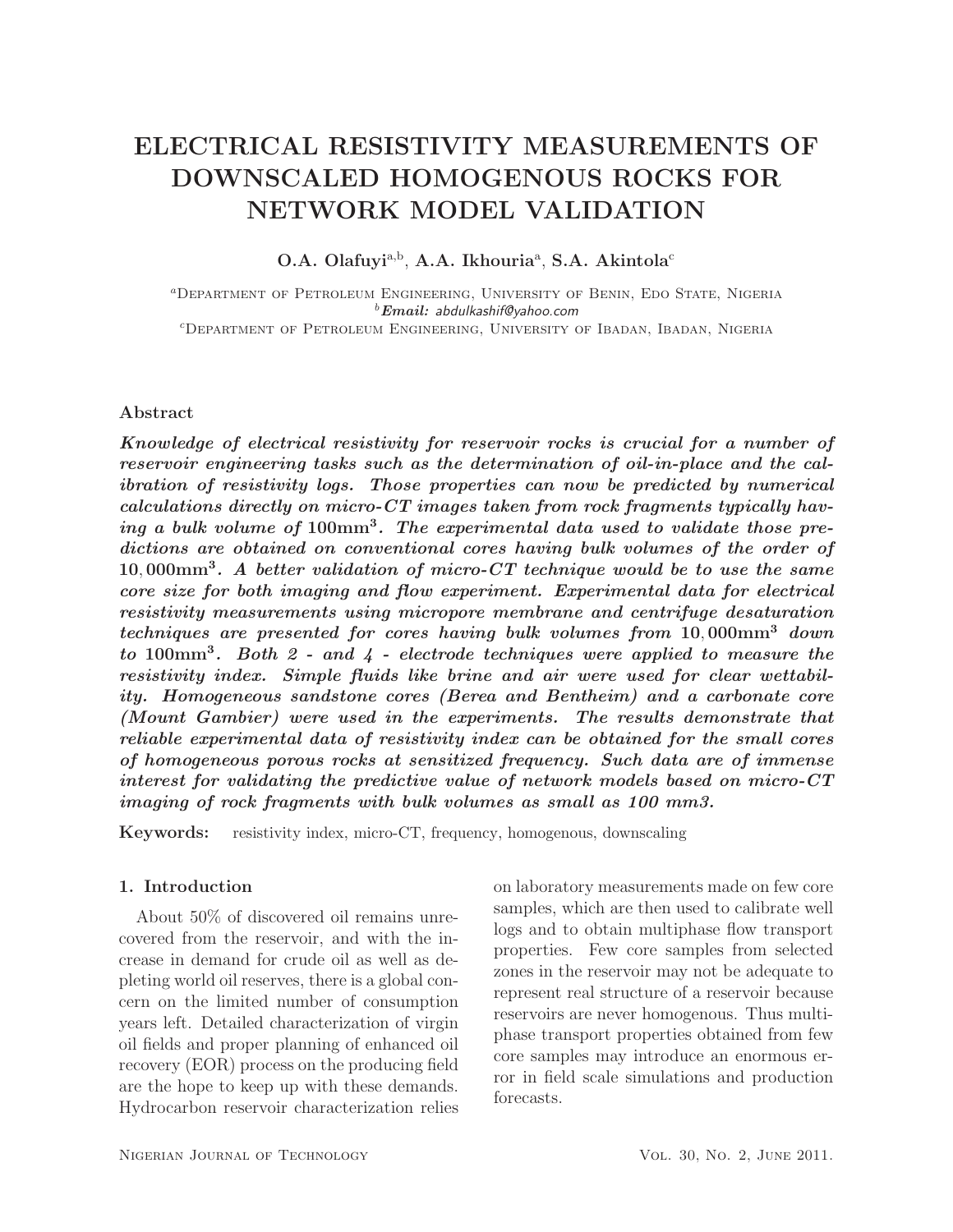# ELECTRICAL RESISTIVITY MEASUREMENTS OF DOWNSCALED HOMOGENOUS ROCKS FOR NETWORK MODEL VALIDATION

**O.A. Olafuyi**[a,b], **A.A. Ikhouria**[a], **S.A. Akintola**[c]

[a]Department of Petroleum Engineering, University of Benin, Edo State, Nigeria
[b]*Email: abdulkashif@yahoo.com*
[c]Department of Petroleum Engineering, University of Ibadan, Ibadan, Nigeria

### Abstract

***Knowledge of electrical resistivity for reservoir rocks is crucial for a number of reservoir engineering tasks such as the determination of oil-in-place and the calibration of resistivity logs. Those properties can now be predicted by numerical calculations directly on micro-CT images taken from rock fragments typically having a bulk volume of $100\text{mm}^3$. The experimental data used to validate those predictions are obtained on conventional cores having bulk volumes of the order of $10,000\text{mm}^3$. A better validation of micro-CT technique would be to use the same core size for both imaging and flow experiment. Experimental data for electrical resistivity measurements using micropore membrane and centrifuge desaturation techniques are presented for cores having bulk volumes from $10,000\text{mm}^3$ down to $100\text{mm}^3$. Both 2 - and 4 - electrode techniques were applied to measure the resistivity index. Simple fluids like brine and air were used for clear wettability. Homogeneous sandstone cores (Berea and Bentheim) and a carbonate core (Mount Gambier) were used in the experiments. The results demonstrate that reliable experimental data of resistivity index can be obtained for the small cores of homogeneous porous rocks at sensitized frequency. Such data are of immense interest for validating the predictive value of network models based on micro-CT imaging of rock fragments with bulk volumes as small as 100 mm3.***

**Keywords:** resistivity index, micro-CT, frequency, homogenous, downscaling

### 1. Introduction

About 50% of discovered oil remains unrecovered from the reservoir, and with the increase in demand for crude oil as well as depleting world oil reserves, there is a global concern on the limited number of consumption years left. Detailed characterization of virgin oil fields and proper planning of enhanced oil recovery (EOR) process on the producing field are the hope to keep up with these demands. Hydrocarbon reservoir characterization relies on laboratory measurements made on few core samples, which are then used to calibrate well logs and to obtain multiphase flow transport properties. Few core samples from selected zones in the reservoir may not be adequate to represent real structure of a reservoir because reservoirs are never homogenous. Thus multiphase transport properties obtained from few core samples may introduce an enormous error in field scale simulations and production forecasts.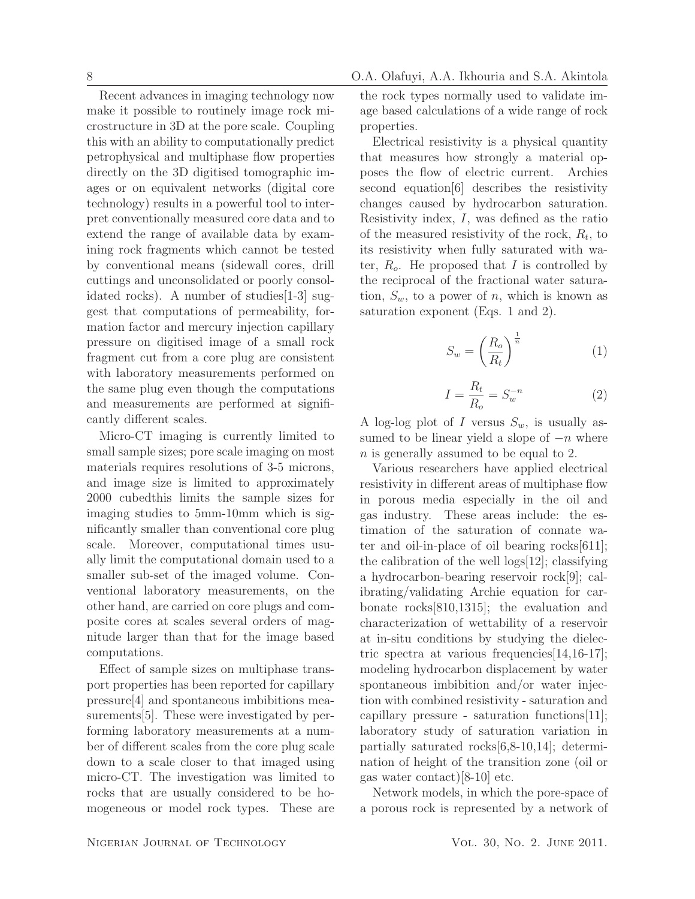Recent advances in imaging technology now make it possible to routinely image rock microstructure in 3D at the pore scale. Coupling this with an ability to computationally predict petrophysical and multiphase flow properties directly on the 3D digitised tomographic images or on equivalent networks (digital core technology) results in a powerful tool to interpret conventionally measured core data and to extend the range of available data by examining rock fragments which cannot be tested by conventional means (sidewall cores, drill cuttings and unconsolidated or poorly consolidated rocks). A number of studies[1-3] suggest that computations of permeability, formation factor and mercury injection capillary pressure on digitised image of a small rock fragment cut from a core plug are consistent with laboratory measurements performed on the same plug even though the computations and measurements are performed at significantly different scales.

Micro-CT imaging is currently limited to small sample sizes; pore scale imaging on most materials requires resolutions of 3-5 microns, and image size is limited to approximately 2000 cubedthis limits the sample sizes for imaging studies to 5mm-10mm which is significantly smaller than conventional core plug scale. Moreover, computational times usually limit the computational domain used to a smaller sub-set of the imaged volume. Conventional laboratory measurements, on the other hand, are carried on core plugs and composite cores at scales several orders of magnitude larger than that for the image based computations.

Effect of sample sizes on multiphase transport properties has been reported for capillary pressure[4] and spontaneous imbibitions measurements[5]. These were investigated by performing laboratory measurements at a number of different scales from the core plug scale down to a scale closer to that imaged using micro-CT. The investigation was limited to rocks that are usually considered to be homogeneous or model rock types. These are the rock types normally used to validate image based calculations of a wide range of rock properties.

Electrical resistivity is a physical quantity that measures how strongly a material opposes the flow of electric current. Archies second equation[6] describes the resistivity changes caused by hydrocarbon saturation. Resistivity index, $I$, was defined as the ratio of the measured resistivity of the rock, $R_t$, to its resistivity when fully saturated with water, $R_o$. He proposed that $I$ is controlled by the reciprocal of the fractional water saturation, $S_w$, to a power of $n$, which is known as saturation exponent (Eqs. 1 and 2).

$$S_w = \left(\frac{R_o}{R_t}\right)^{\frac{1}{n}} \tag{1}$$

$$I = \frac{R_t}{R_o} = S_w^{-n} \tag{2}$$

A log-log plot of $I$ versus $S_w$, is usually assumed to be linear yield a slope of $-n$ where $n$ is generally assumed to be equal to 2.

Various researchers have applied electrical resistivity in different areas of multiphase flow in porous media especially in the oil and gas industry. These areas include: the estimation of the saturation of connate water and oil-in-place of oil bearing rocks[611]; the calibration of the well logs[12]; classifying a hydrocarbon-bearing reservoir rock[9]; calibrating/validating Archie equation for carbonate rocks[810,1315]; the evaluation and characterization of wettability of a reservoir at in-situ conditions by studying the dielectric spectra at various frequencies[14,16-17]; modeling hydrocarbon displacement by water spontaneous imbibition and/or water injection with combined resistivity - saturation and capillary pressure - saturation functions[11]; laboratory study of saturation variation in partially saturated rocks[6,8-10,14]; determination of height of the transition zone (oil or gas water contact)[8-10] etc.

Network models, in which the pore-space of a porous rock is represented by a network of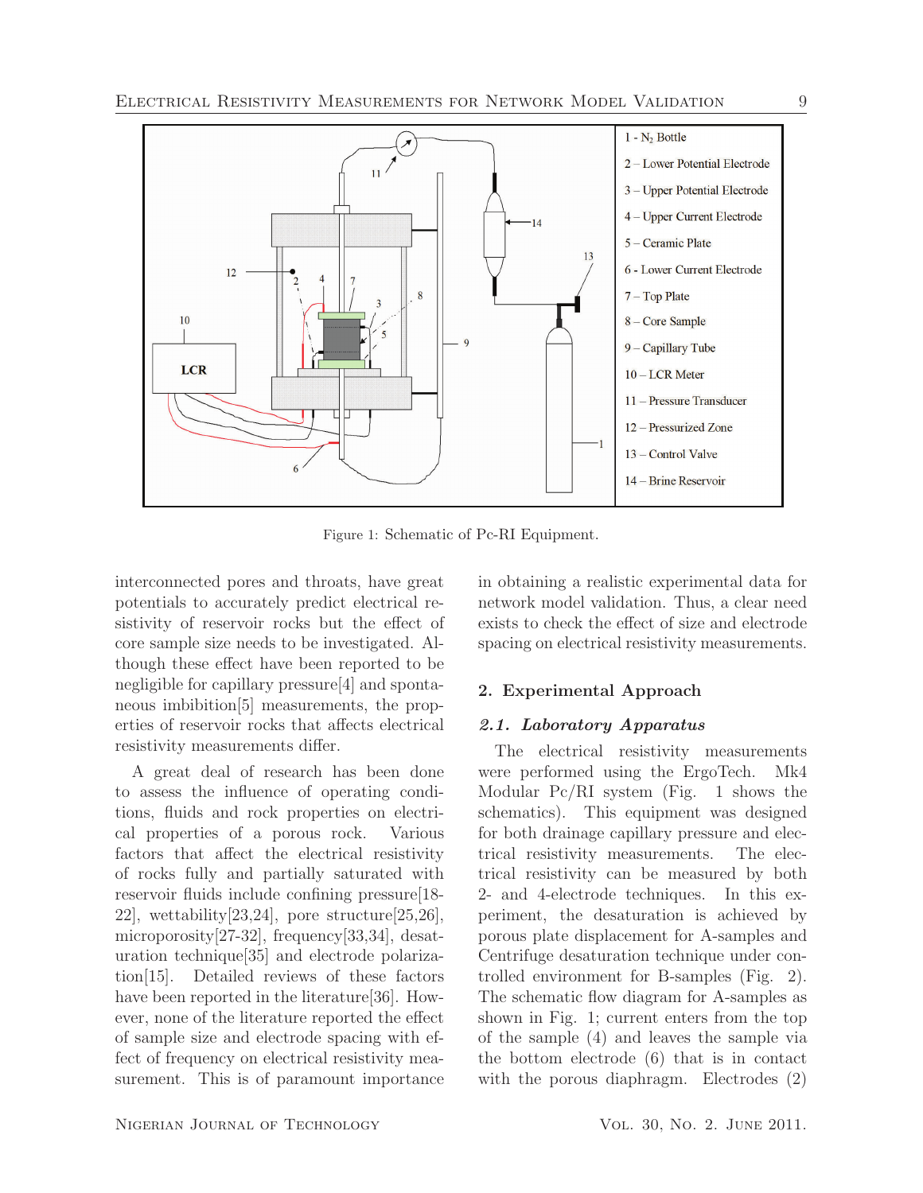Figure 1: Schematic of Pc-RI Equipment.

interconnected pores and throats, have great potentials to accurately predict electrical resistivity of reservoir rocks but the effect of core sample size needs to be investigated. Although these effect have been reported to be negligible for capillary pressure[4] and spontaneous imbibition[5] measurements, the properties of reservoir rocks that affects electrical resistivity measurements differ.

A great deal of research has been done to assess the influence of operating conditions, fluids and rock properties on electrical properties of a porous rock. Various factors that affect the electrical resistivity of rocks fully and partially saturated with reservoir fluids include confining pressure[18-22], wettability[23,24], pore structure[25,26], microporosity[27-32], frequency[33,34], desaturation technique[35] and electrode polarization[15]. Detailed reviews of these factors have been reported in the literature[36]. However, none of the literature reported the effect of sample size and electrode spacing with effect of frequency on electrical resistivity measurement. This is of paramount importance in obtaining a realistic experimental data for network model validation. Thus, a clear need exists to check the effect of size and electrode spacing on electrical resistivity measurements.

## 2. Experimental Approach

### *2.1. Laboratory Apparatus*

The electrical resistivity measurements were performed using the ErgoTech. Mk4 Modular Pc/RI system (Fig. 1 shows the schematics). This equipment was designed for both drainage capillary pressure and electrical resistivity measurements. The electrical resistivity can be measured by both 2- and 4-electrode techniques. In this experiment, the desaturation is achieved by porous plate displacement for A-samples and Centrifuge desaturation technique under controlled environment for B-samples (Fig. 2). The schematic flow diagram for A-samples as shown in Fig. 1; current enters from the top of the sample (4) and leaves the sample via the bottom electrode (6) that is in contact with the porous diaphragm. Electrodes (2)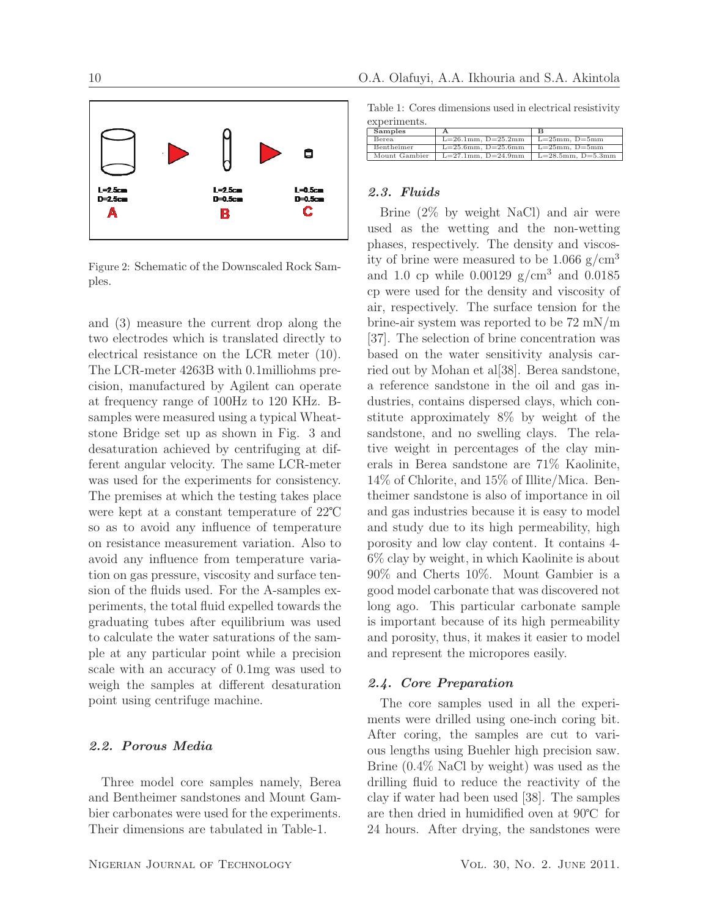Figure 2: Schematic of the Downscaled Rock Samples.

and (3) measure the current drop along the two electrodes which is translated directly to electrical resistance on the LCR meter (10). The LCR-meter 4263B with 0.1milliohms precision, manufactured by Agilent can operate at frequency range of 100Hz to 120 KHz. B-samples were measured using a typical Wheatstone Bridge set up as shown in Fig. 3 and desaturation achieved by centrifuging at different angular velocity. The same LCR-meter was used for the experiments for consistency. The premises at which the testing takes place were kept at a constant temperature of 22℃ so as to avoid any influence of temperature on resistance measurement variation. Also to avoid any influence from temperature variation on gas pressure, viscosity and surface tension of the fluids used. For the A-samples experiments, the total fluid expelled towards the graduating tubes after equilibrium was used to calculate the water saturations of the sample at any particular point while a precision scale with an accuracy of 0.1mg was used to weigh the samples at different desaturation point using centrifuge machine.

### 2.2. Porous Media

Three model core samples namely, Berea and Bentheimer sandstones and Mount Gambier carbonates were used for the experiments. Their dimensions are tabulated in Table-1.

Table 1: Cores dimensions used in electrical resistivity experiments.

| Samples | A | B |
|---|---|---|
| Berea | L=26.1mm, D=25.2mm | L=25mm, D=5mm |
| Bentheimer | L=25.6mm, D=25.6mm | L=25mm, D=5mm |
| Mount Gambier | L=27.1mm, D=24.9mm | L=28.5mm, D=5.3mm |

### 2.3. Fluids

Brine (2% by weight NaCl) and air were used as the wetting and the non-wetting phases, respectively. The density and viscosity of brine were measured to be 1.066 g/cm$^3$ and 1.0 cp while 0.00129 g/cm$^3$ and 0.0185 cp were used for the density and viscosity of air, respectively. The surface tension for the brine-air system was reported to be 72 mN/m [37]. The selection of brine concentration was based on the water sensitivity analysis carried out by Mohan et al[38]. Berea sandstone, a reference sandstone in the oil and gas industries, contains dispersed clays, which constitute approximately 8% by weight of the sandstone, and no swelling clays. The relative weight in percentages of the clay minerals in Berea sandstone are 71% Kaolinite, 14% of Chlorite, and 15% of Illite/Mica. Bentheimer sandstone is also of importance in oil and gas industries because it is easy to model and study due to its high permeability, high porosity and low clay content. It contains 4-6% clay by weight, in which Kaolinite is about 90% and Cherts 10%. Mount Gambier is a good model carbonate that was discovered not long ago. This particular carbonate sample is important because of its high permeability and porosity, thus, it makes it easier to model and represent the micropores easily.

### 2.4. Core Preparation

The core samples used in all the experiments were drilled using one-inch coring bit. After coring, the samples are cut to various lengths using Buehler high precision saw. Brine (0.4% NaCl by weight) was used as the drilling fluid to reduce the reactivity of the clay if water had been used [38]. The samples are then dried in humidified oven at 90℃ for 24 hours. After drying, the sandstones were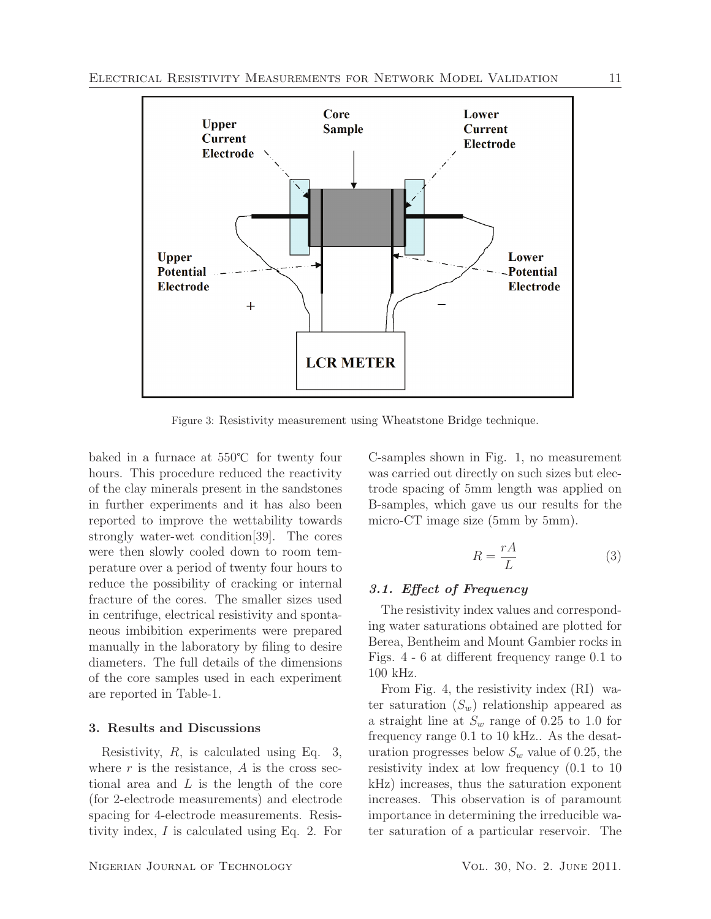Figure 3: Resistivity measurement using Wheatstone Bridge technique.

baked in a furnace at 550℃ for twenty four hours. This procedure reduced the reactivity of the clay minerals present in the sandstones in further experiments and it has also been reported to improve the wettability towards strongly water-wet condition[39]. The cores were then slowly cooled down to room temperature over a period of twenty four hours to reduce the possibility of cracking or internal fracture of the cores. The smaller sizes used in centrifuge, electrical resistivity and spontaneous imbibition experiments were prepared manually in the laboratory by filing to desire diameters. The full details of the dimensions of the core samples used in each experiment are reported in Table-1.

## 3. Results and Discussions

Resistivity, $R$, is calculated using Eq. 3, where $r$ is the resistance, $A$ is the cross sectional area and $L$ is the length of the core (for 2-electrode measurements) and electrode spacing for 4-electrode measurements. Resistivity index, $I$ is calculated using Eq. 2. For C-samples shown in Fig. 1, no measurement was carried out directly on such sizes but electrode spacing of 5mm length was applied on B-samples, which gave us our results for the micro-CT image size (5mm by 5mm).

$$R = \frac{rA}{L} \tag{3}$$

### 3.1. Effect of Frequency

The resistivity index values and corresponding water saturations obtained are plotted for Berea, Bentheim and Mount Gambier rocks in Figs. 4 - 6 at different frequency range 0.1 to 100 kHz.

From Fig. 4, the resistivity index (RI) water saturation ($S_w$) relationship appeared as a straight line at $S_w$ range of 0.25 to 1.0 for frequency range 0.1 to 10 kHz.. As the desaturation progresses below $S_w$ value of 0.25, the resistivity index at low frequency (0.1 to 10 kHz) increases, thus the saturation exponent increases. This observation is of paramount importance in determining the irreducible water saturation of a particular reservoir. The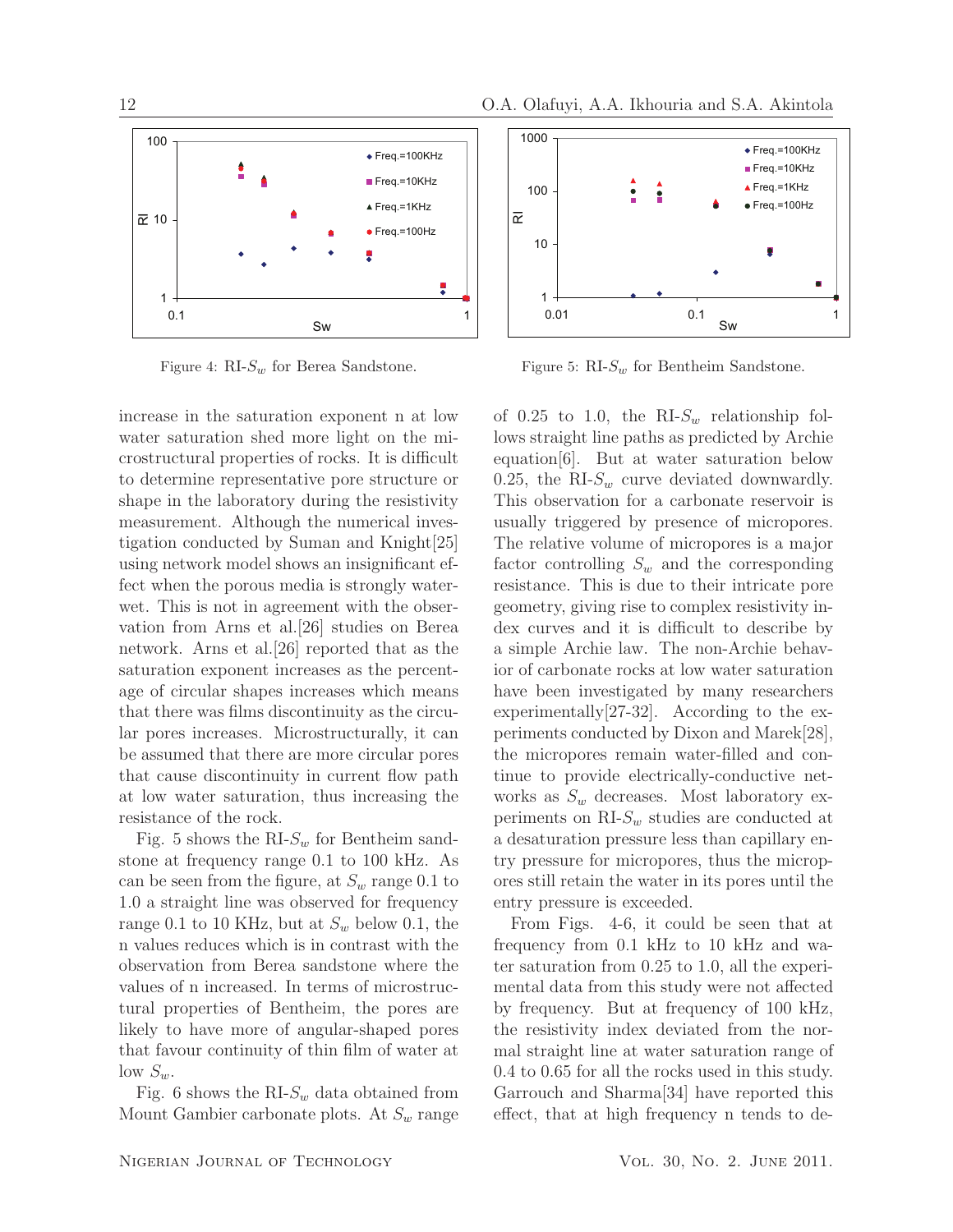Figure 4: RI-$S_w$ for Berea Sandstone.

Figure 5: RI-$S_w$ for Bentheim Sandstone.

increase in the saturation exponent n at low water saturation shed more light on the microstructural properties of rocks. It is difficult to determine representative pore structure or shape in the laboratory during the resistivity measurement. Although the numerical investigation conducted by Suman and Knight[25] using network model shows an insignificant effect when the porous media is strongly water-wet. This is not in agreement with the observation from Arns et al.[26] studies on Berea network. Arns et al.[26] reported that as the saturation exponent increases as the percentage of circular shapes increases which means that there was films discontinuity as the circular pores increases. Microstructurally, it can be assumed that there are more circular pores that cause discontinuity in current flow path at low water saturation, thus increasing the resistance of the rock.

Fig. 5 shows the RI-$S_w$ for Bentheim sandstone at frequency range 0.1 to 100 kHz. As can be seen from the figure, at $S_w$ range 0.1 to 1.0 a straight line was observed for frequency range 0.1 to 10 KHz, but at $S_w$ below 0.1, the n values reduces which is in contrast with the observation from Berea sandstone where the values of n increased. In terms of microstructural properties of Bentheim, the pores are likely to have more of angular-shaped pores that favour continuity of thin film of water at low $S_w$.

Fig. 6 shows the RI-$S_w$ data obtained from Mount Gambier carbonate plots. At $S_w$ range of 0.25 to 1.0, the RI-$S_w$ relationship follows straight line paths as predicted by Archie equation[6]. But at water saturation below 0.25, the RI-$S_w$ curve deviated downwardly. This observation for a carbonate reservoir is usually triggered by presence of micropores. The relative volume of micropores is a major factor controlling $S_w$ and the corresponding resistance. This is due to their intricate pore geometry, giving rise to complex resistivity index curves and it is difficult to describe by a simple Archie law. The non-Archie behavior of carbonate rocks at low water saturation have been investigated by many researchers experimentally[27-32]. According to the experiments conducted by Dixon and Marek[28], the micropores remain water-filled and continue to provide electrically-conductive networks as $S_w$ decreases. Most laboratory experiments on RI-$S_w$ studies are conducted at a desaturation pressure less than capillary entry pressure for micropores, thus the micropores still retain the water in its pores until the entry pressure is exceeded.

From Figs. 4-6, it could be seen that at frequency from 0.1 kHz to 10 kHz and water saturation from 0.25 to 1.0, all the experimental data from this study were not affected by frequency. But at frequency of 100 kHz, the resistivity index deviated from the normal straight line at water saturation range of 0.4 to 0.65 for all the rocks used in this study. Garrouch and Sharma[34] have reported this effect, that at high frequency n tends to de-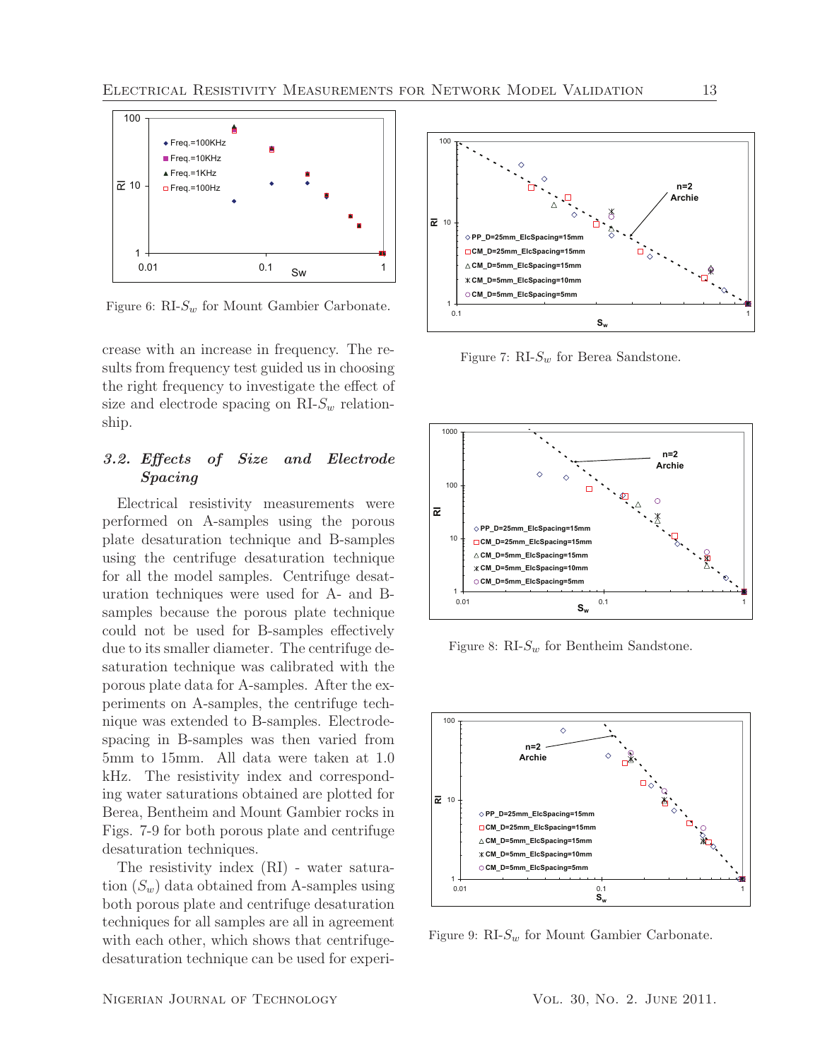Figure 6: RI-$S_w$ for Mount Gambier Carbonate.

crease with an increase in frequency. The results from frequency test guided us in choosing the right frequency to investigate the effect of size and electrode spacing on RI-$S_w$ relationship.

### *3.2. Effects of Size and Electrode Spacing*

Electrical resistivity measurements were performed on A-samples using the porous plate desaturation technique and B-samples using the centrifuge desaturation technique for all the model samples. Centrifuge desaturation techniques were used for A- and B-samples because the porous plate technique could not be used for B-samples effectively due to its smaller diameter. The centrifuge desaturation technique was calibrated with the porous plate data for A-samples. After the experiments on A-samples, the centrifuge technique was extended to B-samples. Electrode-spacing in B-samples was then varied from 5mm to 15mm. All data were taken at 1.0 kHz. The resistivity index and corresponding water saturations obtained are plotted for Berea, Bentheim and Mount Gambier rocks in Figs. 7-9 for both porous plate and centrifuge desaturation techniques.

The resistivity index (RI) - water saturation ($S_w$) data obtained from A-samples using both porous plate and centrifuge desaturation techniques for all samples are all in agreement with each other, which shows that centrifuge-desaturation technique can be used for experi-

Figure 7: RI-$S_w$ for Berea Sandstone.

Figure 8: RI-$S_w$ for Bentheim Sandstone.

Figure 9: RI-$S_w$ for Mount Gambier Carbonate.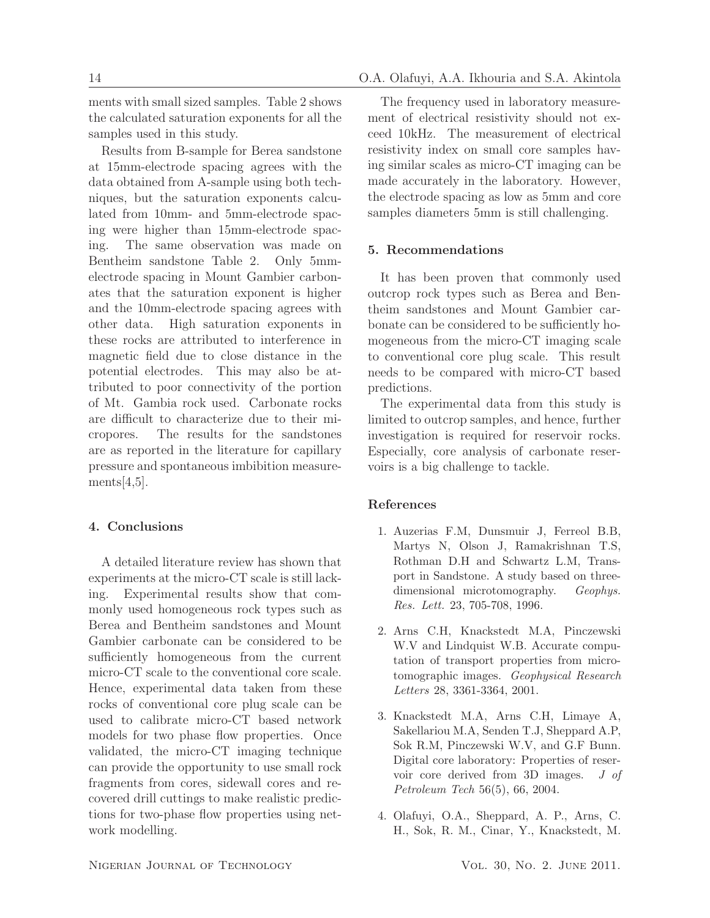ments with small sized samples. Table 2 shows the calculated saturation exponents for all the samples used in this study.

Results from B-sample for Berea sandstone at 15mm-electrode spacing agrees with the data obtained from A-sample using both techniques, but the saturation exponents calculated from 10mm- and 5mm-electrode spacing were higher than 15mm-electrode spacing. The same observation was made on Bentheim sandstone Table 2. Only 5mm-electrode spacing in Mount Gambier carbonates that the saturation exponent is higher and the 10mm-electrode spacing agrees with other data. High saturation exponents in these rocks are attributed to interference in magnetic field due to close distance in the potential electrodes. This may also be attributed to poor connectivity of the portion of Mt. Gambia rock used. Carbonate rocks are difficult to characterize due to their micropores. The results for the sandstones are as reported in the literature for capillary pressure and spontaneous imbibition measurements[4,5].

## 4. Conclusions

A detailed literature review has shown that experiments at the micro-CT scale is still lacking. Experimental results show that commonly used homogeneous rock types such as Berea and Bentheim sandstones and Mount Gambier carbonate can be considered to be sufficiently homogeneous from the current micro-CT scale to the conventional core scale. Hence, experimental data taken from these rocks of conventional core plug scale can be used to calibrate micro-CT based network models for two phase flow properties. Once validated, the micro-CT imaging technique can provide the opportunity to use small rock fragments from cores, sidewall cores and recovered drill cuttings to make realistic predictions for two-phase flow properties using network modelling.

The frequency used in laboratory measurement of electrical resistivity should not exceed 10kHz. The measurement of electrical resistivity index on small core samples having similar scales as micro-CT imaging can be made accurately in the laboratory. However, the electrode spacing as low as 5mm and core samples diameters 5mm is still challenging.

## 5. Recommendations

It has been proven that commonly used outcrop rock types such as Berea and Bentheim sandstones and Mount Gambier carbonate can be considered to be sufficiently homogeneous from the micro-CT imaging scale to conventional core plug scale. This result needs to be compared with micro-CT based predictions.

The experimental data from this study is limited to outcrop samples, and hence, further investigation is required for reservoir rocks. Especially, core analysis of carbonate reservoirs is a big challenge to tackle.

## References

1. Auzerias F.M, Dunsmuir J, Ferreol B.B, Martys N, Olson J, Ramakrishnan T.S, Rothman D.H and Schwartz L.M, Transport in Sandstone. A study based on three-dimensional microtomography. *Geophys. Res. Lett.* 23, 705-708, 1996.

2. Arns C.H, Knackstedt M.A, Pinczewski W.V and Lindquist W.B. Accurate computation of transport properties from microtomographic images. *Geophysical Research Letters* 28, 3361-3364, 2001.

3. Knackstedt M.A, Arns C.H, Limaye A, Sakellariou M.A, Senden T.J, Sheppard A.P, Sok R.M, Pinczewski W.V, and G.F Bunn. Digital core laboratory: Properties of reservoir core derived from 3D images. *J of Petroleum Tech* 56(5), 66, 2004.

4. Olafuyi, O.A., Sheppard, A. P., Arns, C. H., Sok, R. M., Cinar, Y., Knackstedt, M.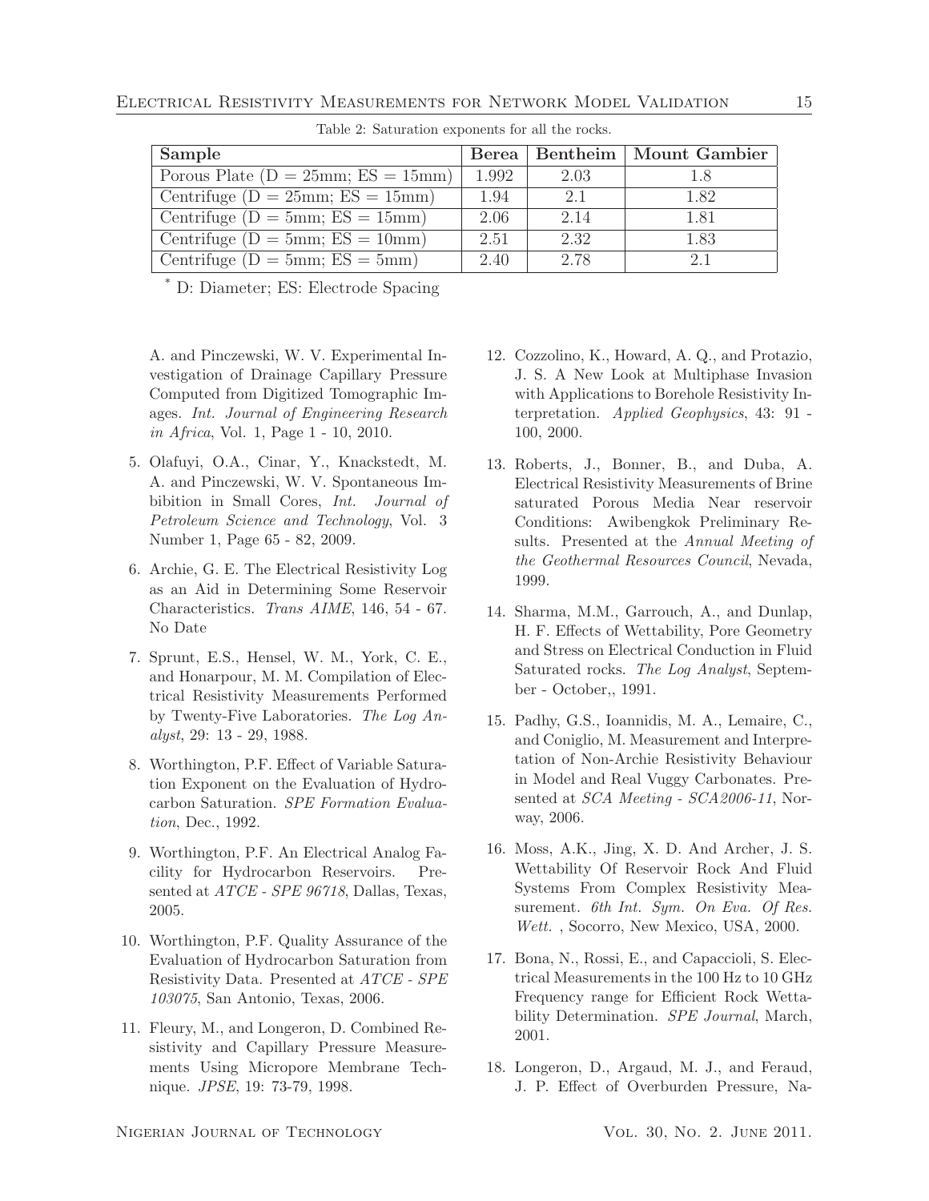Table 2: Saturation exponents for all the rocks.

| **Sample** | **Berea** | **Bentheim** | **Mount Gambier** |
|---|---|---|---|
| Porous Plate (D = 25mm; ES = 15mm) | 1.992 | 2.03 | 1.8 |
| Centrifuge (D = 25mm; ES = 15mm) | 1.94 | 2.1 | 1.82 |
| Centrifuge (D = 5mm; ES = 15mm) | 2.06 | 2.14 | 1.81 |
| Centrifuge (D = 5mm; ES = 10mm) | 2.51 | 2.32 | 1.83 |
| Centrifuge (D = 5mm; ES = 5mm) | 2.40 | 2.78 | 2.1 |

\* D: Diameter; ES: Electrode Spacing

A. and Pinczewski, W. V. Experimental Investigation of Drainage Capillary Pressure Computed from Digitized Tomographic Images. *Int. Journal of Engineering Research in Africa*, Vol. 1, Page 1 - 10, 2010.

5. Olafuyi, O.A., Cinar, Y., Knackstedt, M. A. and Pinczewski, W. V. Spontaneous Imbibition in Small Cores, *Int. Journal of Petroleum Science and Technology*, Vol. 3 Number 1, Page 65 - 82, 2009.

6. Archie, G. E. The Electrical Resistivity Log as an Aid in Determining Some Reservoir Characteristics. *Trans AIME*, 146, 54 - 67. No Date

7. Sprunt, E.S., Hensel, W. M., York, C. E., and Honarpour, M. M. Compilation of Electrical Resistivity Measurements Performed by Twenty-Five Laboratories. *The Log Analyst*, 29: 13 - 29, 1988.

8. Worthington, P.F. Effect of Variable Saturation Exponent on the Evaluation of Hydrocarbon Saturation. *SPE Formation Evaluation*, Dec., 1992.

9. Worthington, P.F. An Electrical Analog Facility for Hydrocarbon Reservoirs. Presented at *ATCE - SPE 96718*, Dallas, Texas, 2005.

10. Worthington, P.F. Quality Assurance of the Evaluation of Hydrocarbon Saturation from Resistivity Data. Presented at *ATCE - SPE 103075*, San Antonio, Texas, 2006.

11. Fleury, M., and Longeron, D. Combined Resistivity and Capillary Pressure Measurements Using Micropore Membrane Technique. *JPSE*, 19: 73-79, 1998.

12. Cozzolino, K., Howard, A. Q., and Protazio, J. S. A New Look at Multiphase Invasion with Applications to Borehole Resistivity Interpretation. *Applied Geophysics*, 43: 91 - 100, 2000.

13. Roberts, J., Bonner, B., and Duba, A. Electrical Resistivity Measurements of Brine saturated Porous Media Near reservoir Conditions: Awibengkok Preliminary Results. Presented at the *Annual Meeting of the Geothermal Resources Council*, Nevada, 1999.

14. Sharma, M.M., Garrouch, A., and Dunlap, H. F. Effects of Wettability, Pore Geometry and Stress on Electrical Conduction in Fluid Saturated rocks. *The Log Analyst*, September - October,, 1991.

15. Padhy, G.S., Ioannidis, M. A., Lemaire, C., and Coniglio, M. Measurement and Interpretation of Non-Archie Resistivity Behaviour in Model and Real Vuggy Carbonates. Presented at *SCA Meeting - SCA2006-11*, Norway, 2006.

16. Moss, A.K., Jing, X. D. And Archer, J. S. Wettability Of Reservoir Rock And Fluid Systems From Complex Resistivity Measurement. *6th Int. Sym. On Eva. Of Res. Wett.* , Socorro, New Mexico, USA, 2000.

17. Bona, N., Rossi, E., and Capaccioli, S. Electrical Measurements in the 100 Hz to 10 GHz Frequency range for Efficient Rock Wettability Determination. *SPE Journal*, March, 2001.

18. Longeron, D., Argaud, M. J., and Feraud, J. P. Effect of Overburden Pressure, Na-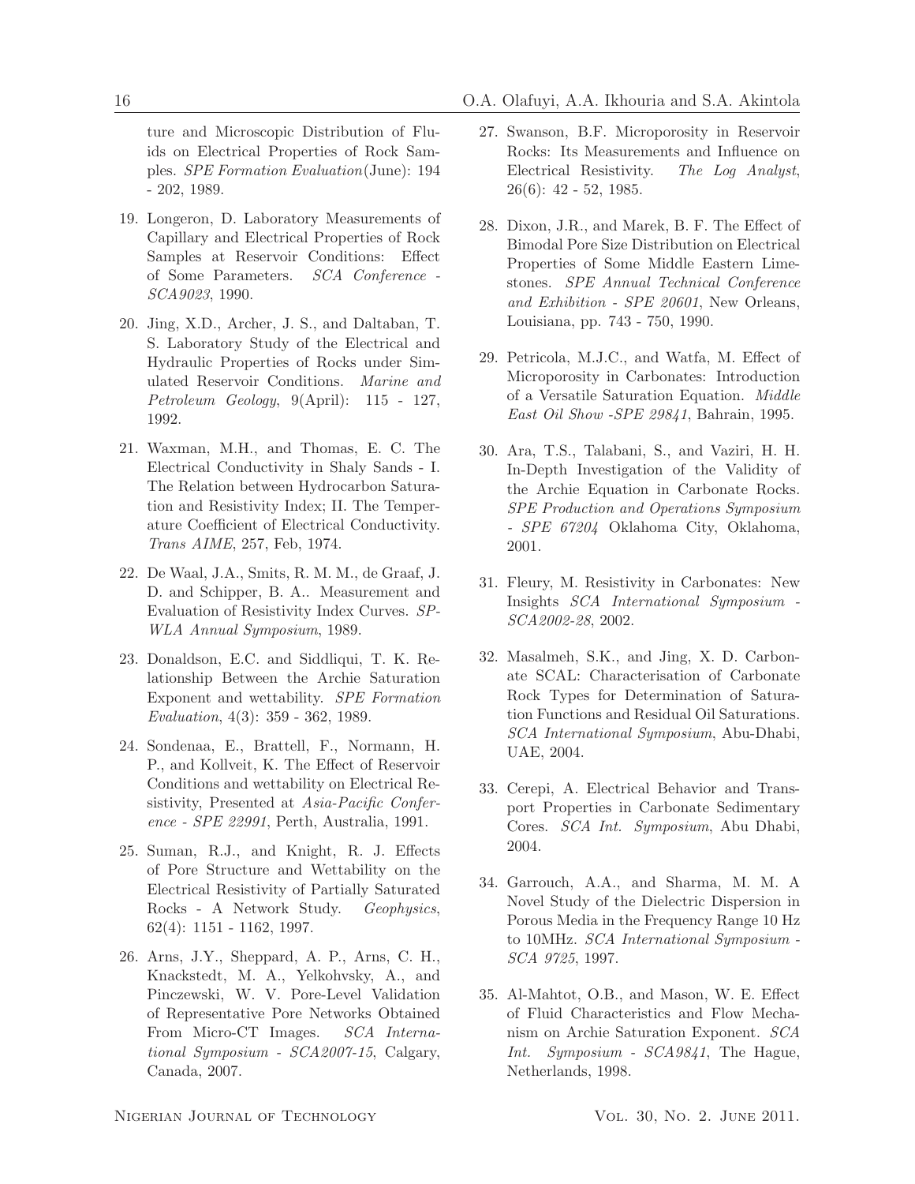ture and Microscopic Distribution of Fluids on Electrical Properties of Rock Samples. *SPE Formation Evaluation*(June): 194 - 202, 1989.

19. Longeron, D. Laboratory Measurements of Capillary and Electrical Properties of Rock Samples at Reservoir Conditions: Effect of Some Parameters. *SCA Conference - SCA9023*, 1990.

20. Jing, X.D., Archer, J. S., and Daltaban, T. S. Laboratory Study of the Electrical and Hydraulic Properties of Rocks under Simulated Reservoir Conditions. *Marine and Petroleum Geology*, 9(April): 115 - 127, 1992.

21. Waxman, M.H., and Thomas, E. C. The Electrical Conductivity in Shaly Sands - I. The Relation between Hydrocarbon Saturation and Resistivity Index; II. The Temperature Coefficient of Electrical Conductivity. *Trans AIME*, 257, Feb, 1974.

22. De Waal, J.A., Smits, R. M. M., de Graaf, J. D. and Schipper, B. A.. Measurement and Evaluation of Resistivity Index Curves. *SPWLA Annual Symposium*, 1989.

23. Donaldson, E.C. and Siddliqui, T. K. Relationship Between the Archie Saturation Exponent and wettability. *SPE Formation Evaluation*, 4(3): 359 - 362, 1989.

24. Sondenaa, E., Brattell, F., Normann, H. P., and Kollveit, K. The Effect of Reservoir Conditions and wettability on Electrical Resistivity, Presented at *Asia-Pacific Conference - SPE 22991*, Perth, Australia, 1991.

25. Suman, R.J., and Knight, R. J. Effects of Pore Structure and Wettability on the Electrical Resistivity of Partially Saturated Rocks - A Network Study. *Geophysics*, 62(4): 1151 - 1162, 1997.

26. Arns, J.Y., Sheppard, A. P., Arns, C. H., Knackstedt, M. A., Yelkohvsky, A., and Pinczewski, W. V. Pore-Level Validation of Representative Pore Networks Obtained From Micro-CT Images. *SCA International Symposium - SCA2007-15*, Calgary, Canada, 2007.

27. Swanson, B.F. Microporosity in Reservoir Rocks: Its Measurements and Influence on Electrical Resistivity. *The Log Analyst*, 26(6): 42 - 52, 1985.

28. Dixon, J.R., and Marek, B. F. The Effect of Bimodal Pore Size Distribution on Electrical Properties of Some Middle Eastern Limestones. *SPE Annual Technical Conference and Exhibition - SPE 20601*, New Orleans, Louisiana, pp. 743 - 750, 1990.

29. Petricola, M.J.C., and Watfa, M. Effect of Microporosity in Carbonates: Introduction of a Versatile Saturation Equation. *Middle East Oil Show -SPE 29841*, Bahrain, 1995.

30. Ara, T.S., Talabani, S., and Vaziri, H. H. In-Depth Investigation of the Validity of the Archie Equation in Carbonate Rocks. *SPE Production and Operations Symposium - SPE 67204* Oklahoma City, Oklahoma, 2001.

31. Fleury, M. Resistivity in Carbonates: New Insights *SCA International Symposium - SCA2002-28*, 2002.

32. Masalmeh, S.K., and Jing, X. D. Carbonate SCAL: Characterisation of Carbonate Rock Types for Determination of Saturation Functions and Residual Oil Saturations. *SCA International Symposium*, Abu-Dhabi, UAE, 2004.

33. Cerepi, A. Electrical Behavior and Transport Properties in Carbonate Sedimentary Cores. *SCA Int. Symposium*, Abu Dhabi, 2004.

34. Garrouch, A.A., and Sharma, M. M. A Novel Study of the Dielectric Dispersion in Porous Media in the Frequency Range 10 Hz to 10MHz. *SCA International Symposium - SCA 9725*, 1997.

35. Al-Mahtot, O.B., and Mason, W. E. Effect of Fluid Characteristics and Flow Mechanism on Archie Saturation Exponent. *SCA Int. Symposium - SCA9841*, The Hague, Netherlands, 1998.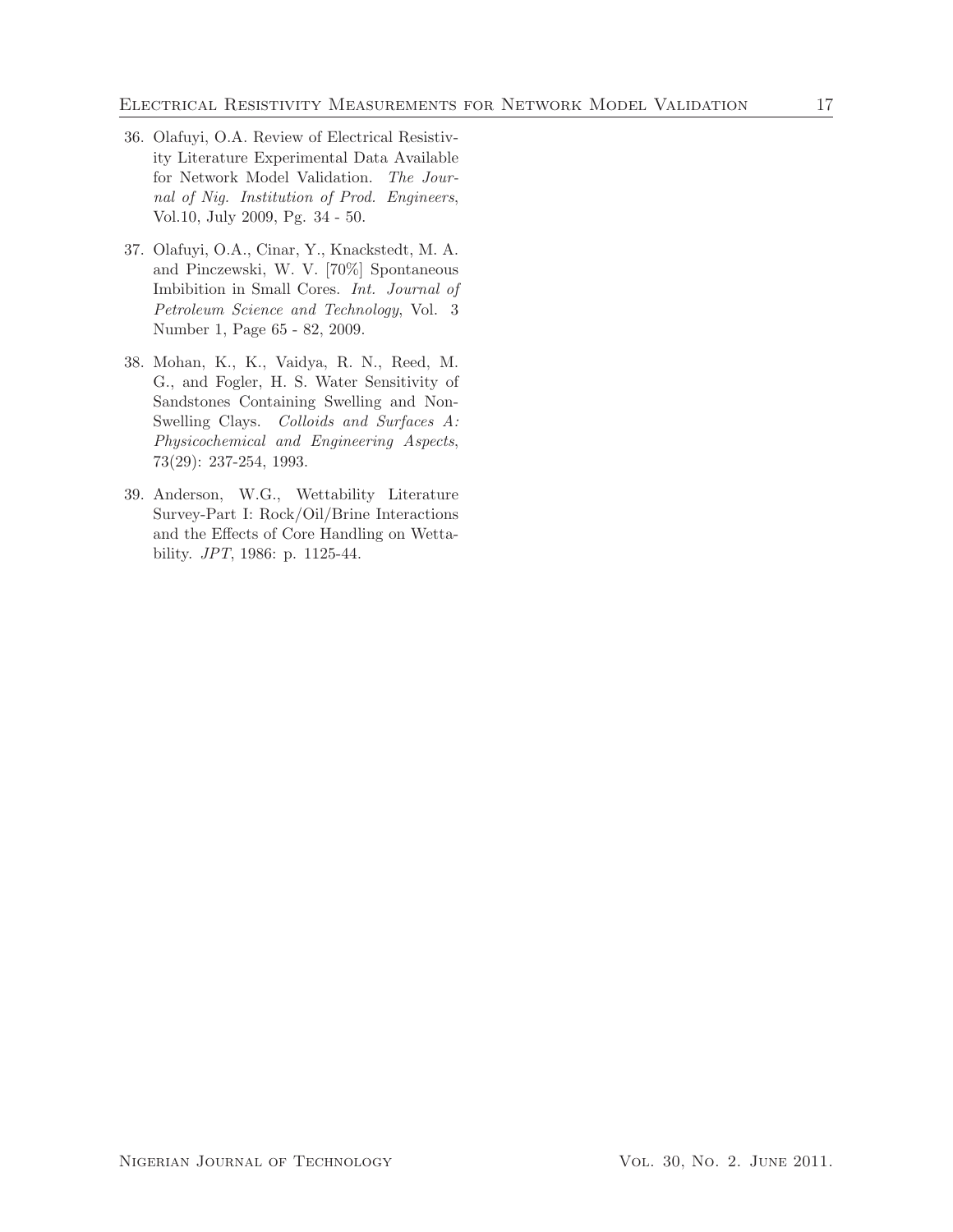36. Olafuyi, O.A. Review of Electrical Resistivity Literature Experimental Data Available for Network Model Validation. *The Journal of Nig. Institution of Prod. Engineers*, Vol.10, July 2009, Pg. 34 - 50.

37. Olafuyi, O.A., Cinar, Y., Knackstedt, M. A. and Pinczewski, W. V. [70%] Spontaneous Imbibition in Small Cores. *Int. Journal of Petroleum Science and Technology*, Vol. 3 Number 1, Page 65 - 82, 2009.

38. Mohan, K., K., Vaidya, R. N., Reed, M. G., and Fogler, H. S. Water Sensitivity of Sandstones Containing Swelling and Non-Swelling Clays. *Colloids and Surfaces A: Physicochemical and Engineering Aspects*, 73(29): 237-254, 1993.

39. Anderson, W.G., Wettability Literature Survey-Part I: Rock/Oil/Brine Interactions and the Effects of Core Handling on Wettability. *JPT*, 1986: p. 1125-44.